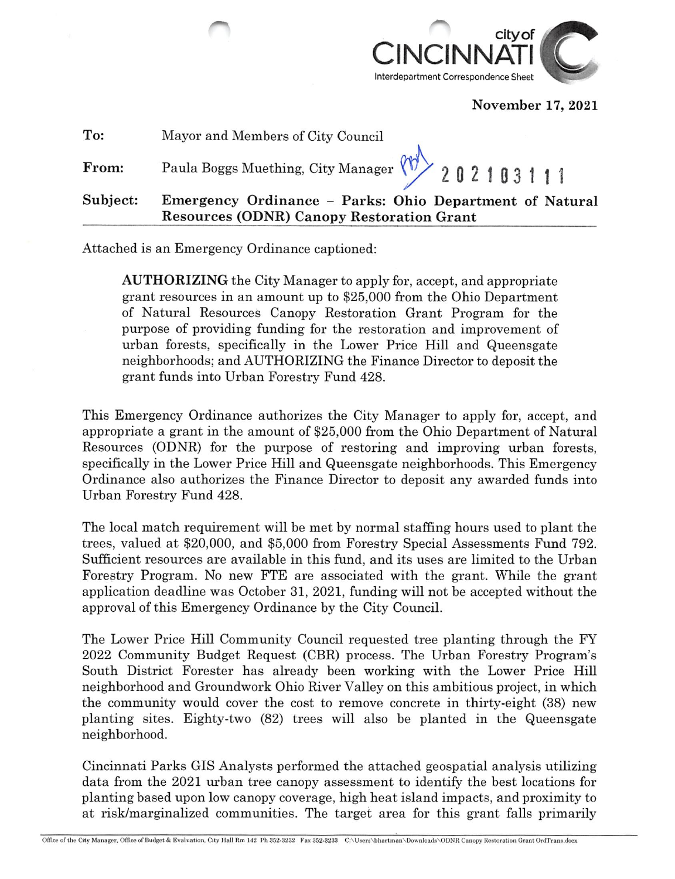city of CINCINNATI
Interdepartment Correspondence Sheet

**November 17, 2021**

| | |
|---|---|
| **To:** | Mayor and Members of City Council |
| **From:** | Paula Boggs Muething, City Manager 202103111 |
| **Subject:** | **Emergency Ordinance – Parks: Ohio Department of Natural Resources (ODNR) Canopy Restoration Grant** |

Attached is an Emergency Ordinance captioned:

> **AUTHORIZING** the City Manager to apply for, accept, and appropriate grant resources in an amount up to $25,000 from the Ohio Department of Natural Resources Canopy Restoration Grant Program for the purpose of providing funding for the restoration and improvement of urban forests, specifically in the Lower Price Hill and Queensgate neighborhoods; and AUTHORIZING the Finance Director to deposit the grant funds into Urban Forestry Fund 428.

This Emergency Ordinance authorizes the City Manager to apply for, accept, and appropriate a grant in the amount of $25,000 from the Ohio Department of Natural Resources (ODNR) for the purpose of restoring and improving urban forests, specifically in the Lower Price Hill and Queensgate neighborhoods. This Emergency Ordinance also authorizes the Finance Director to deposit any awarded funds into Urban Forestry Fund 428.

The local match requirement will be met by normal staffing hours used to plant the trees, valued at $20,000, and $5,000 from Forestry Special Assessments Fund 792. Sufficient resources are available in this fund, and its uses are limited to the Urban Forestry Program. No new FTE are associated with the grant. While the grant application deadline was October 31, 2021, funding will not be accepted without the approval of this Emergency Ordinance by the City Council.

The Lower Price Hill Community Council requested tree planting through the FY 2022 Community Budget Request (CBR) process. The Urban Forestry Program's South District Forester has already been working with the Lower Price Hill neighborhood and Groundwork Ohio River Valley on this ambitious project, in which the community would cover the cost to remove concrete in thirty-eight (38) new planting sites. Eighty-two (82) trees will also be planted in the Queensgate neighborhood.

Cincinnati Parks GIS Analysts performed the attached geospatial analysis utilizing data from the 2021 urban tree canopy assessment to identify the best locations for planting based upon low canopy coverage, high heat island impacts, and proximity to at risk/marginalized communities. The target area for this grant falls primarily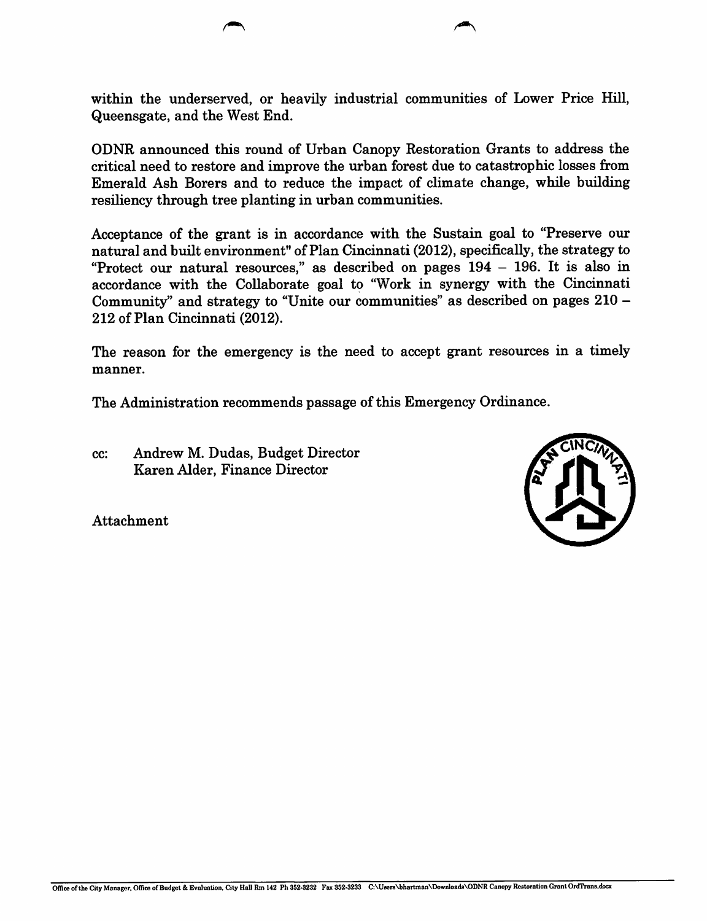within the underserved, or heavily industrial communities of Lower Price Hill, Queensgate, and the West End.

ODNR announced this round of Urban Canopy Restoration Grants to address the critical need to restore and improve the urban forest due to catastrophic losses from Emerald Ash Borers and to reduce the impact of climate change, while building resiliency through tree planting in urban communities.

Acceptance of the grant is in accordance with the Sustain goal to "Preserve our natural and built environment" of Plan Cincinnati (2012), specifically, the strategy to "Protect our natural resources," as described on pages 194 – 196. It is also in accordance with the Collaborate goal to "Work in synergy with the Cincinnati Community" and strategy to "Unite our communities" as described on pages 210 – 212 of Plan Cincinnati (2012).

The reason for the emergency is the need to accept grant resources in a timely manner.

The Administration recommends passage of this Emergency Ordinance.

cc: Andrew M. Dudas, Budget Director
Karen Alder, Finance Director

Attachment